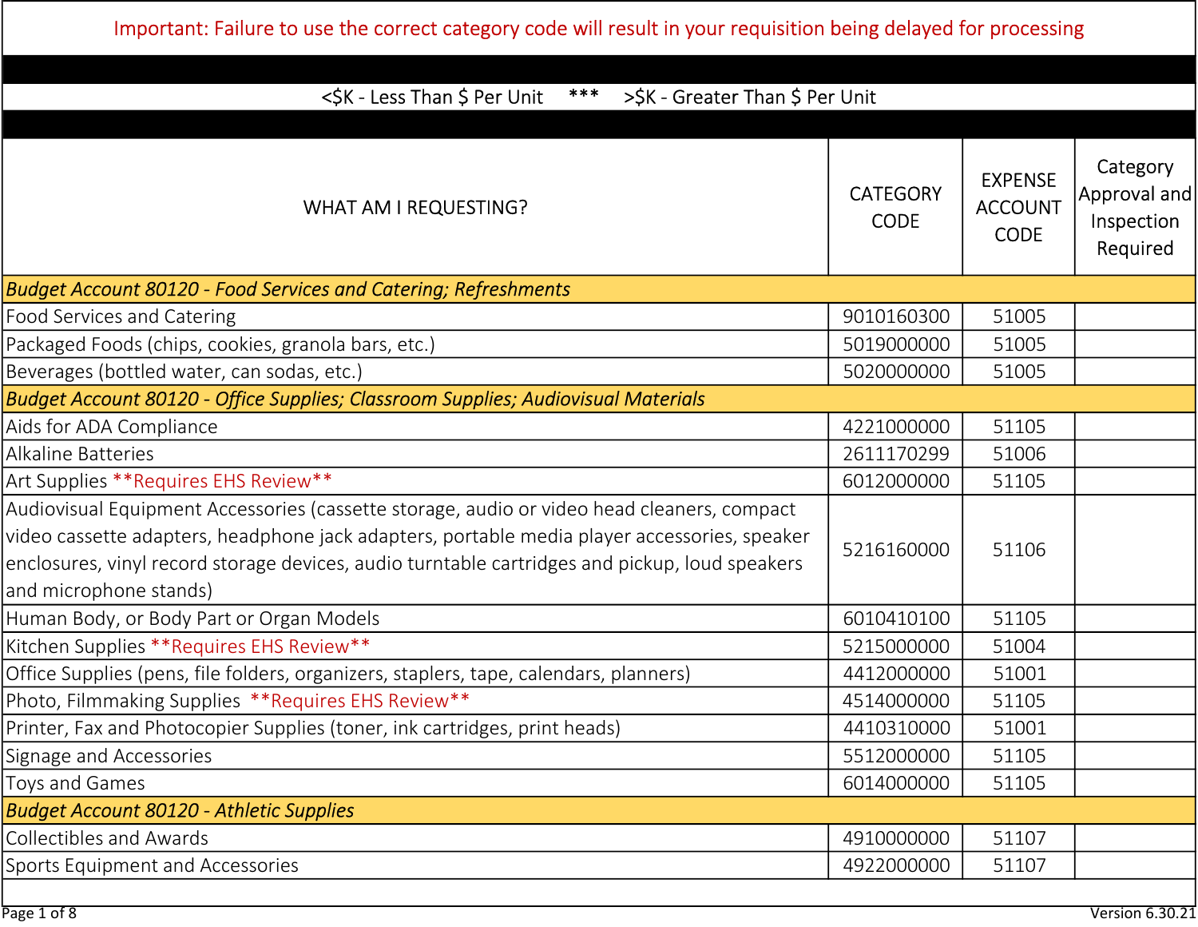Important: Failure to use the correct category code will result in your requisition being delayed for processing

<$K - Less Than $ Per Unit *** >$K - Greater Than $ Per Unit

| WHAT AM I REQUESTING? | CATEGORY CODE | EXPENSE ACCOUNT CODE | Category Approval and Inspection Required |
|---|---|---|---|
| *Budget Account 80120 - Food Services and Catering; Refreshments* | | | |
| Food Services and Catering | 9010160300 | 51005 | |
| Packaged Foods (chips, cookies, granola bars, etc.) | 5019000000 | 51005 | |
| Beverages (bottled water, can sodas, etc.) | 5020000000 | 51005 | |
| *Budget Account 80120 - Office Supplies; Classroom Supplies; Audiovisual Materials* | | | |
| Aids for ADA Compliance | 4221000000 | 51105 | |
| Alkaline Batteries | 2611170299 | 51006 | |
| Art Supplies **Requires EHS Review** | 6012000000 | 51105 | |
| Audiovisual Equipment Accessories (cassette storage, audio or video head cleaners, compact video cassette adapters, headphone jack adapters, portable media player accessories, speaker enclosures, vinyl record storage devices, audio turntable cartridges and pickup, loud speakers and microphone stands) | 5216160000 | 51106 | |
| Human Body, or Body Part or Organ Models | 6010410100 | 51105 | |
| Kitchen Supplies **Requires EHS Review** | 5215000000 | 51004 | |
| Office Supplies (pens, file folders, organizers, staplers, tape, calendars, planners) | 4412000000 | 51001 | |
| Photo, Filmmaking Supplies **Requires EHS Review** | 4514000000 | 51105 | |
| Printer, Fax and Photocopier Supplies (toner, ink cartridges, print heads) | 4410310000 | 51001 | |
| Signage and Accessories | 5512000000 | 51105 | |
| Toys and Games | 6014000000 | 51105 | |
| *Budget Account 80120 - Athletic Supplies* | | | |
| Collectibles and Awards | 4910000000 | 51107 | |
| Sports Equipment and Accessories | 4922000000 | 51107 | |

Version 6.30.21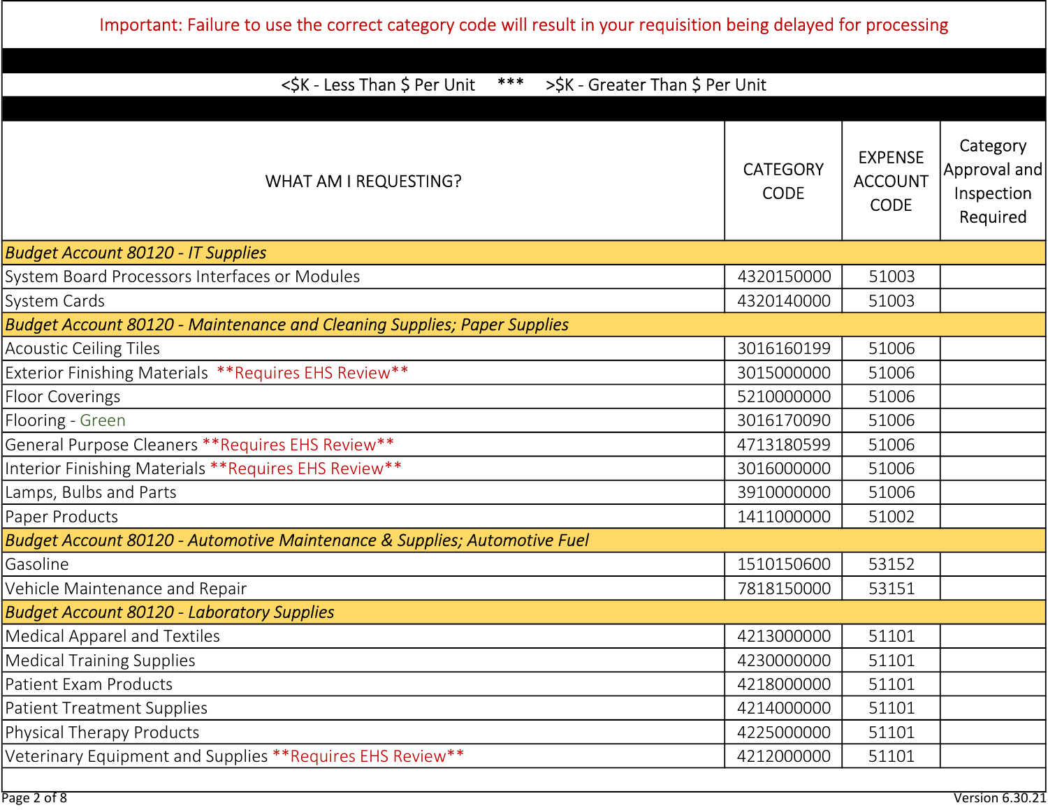Important: Failure to use the correct category code will result in your requisition being delayed for processing

<$K - Less Than $ Per Unit *** >$K - Greater Than $ Per Unit

| WHAT AM I REQUESTING? | CATEGORY CODE | EXPENSE ACCOUNT CODE | Category Approval and Inspection Required |
|---|---|---|---|
| *Budget Account 80120 - IT Supplies* | | | |
| System Board Processors Interfaces or Modules | 4320150000 | 51003 | |
| System Cards | 4320140000 | 51003 | |
| *Budget Account 80120 - Maintenance and Cleaning Supplies; Paper Supplies* | | | |
| Acoustic Ceiling Tiles | 3016160199 | 51006 | |
| Exterior Finishing Materials **Requires EHS Review** | 3015000000 | 51006 | |
| Floor Coverings | 5210000000 | 51006 | |
| Flooring - Green | 3016170090 | 51006 | |
| General Purpose Cleaners **Requires EHS Review** | 4713180599 | 51006 | |
| Interior Finishing Materials **Requires EHS Review** | 3016000000 | 51006 | |
| Lamps, Bulbs and Parts | 3910000000 | 51006 | |
| Paper Products | 1411000000 | 51002 | |
| *Budget Account 80120 - Automotive Maintenance & Supplies; Automotive Fuel* | | | |
| Gasoline | 1510150600 | 53152 | |
| Vehicle Maintenance and Repair | 7818150000 | 53151 | |
| *Budget Account 80120 - Laboratory Supplies* | | | |
| Medical Apparel and Textiles | 4213000000 | 51101 | |
| Medical Training Supplies | 4230000000 | 51101 | |
| Patient Exam Products | 4218000000 | 51101 | |
| Patient Treatment Supplies | 4214000000 | 51101 | |
| Physical Therapy Products | 4225000000 | 51101 | |
| Veterinary Equipment and Supplies **Requires EHS Review** | 4212000000 | 51101 | |

Version 6.30.21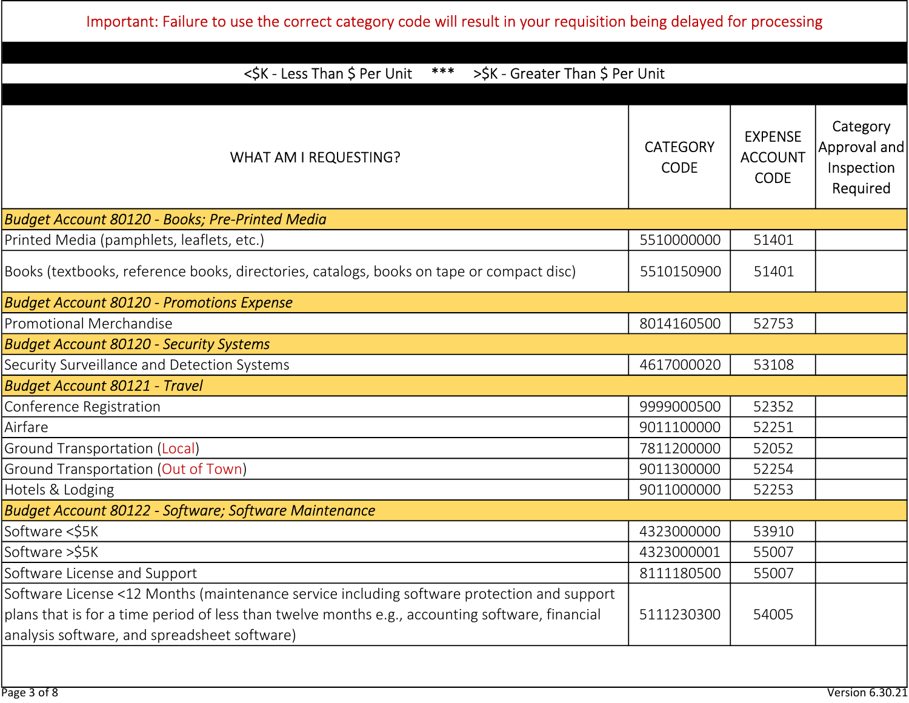Important: Failure to use the correct category code will result in your requisition being delayed for processing

<$K - Less Than $ Per Unit *** >$K - Greater Than $ Per Unit

| WHAT AM I REQUESTING? | CATEGORY CODE | EXPENSE ACCOUNT CODE | Category Approval and Inspection Required |
|---|---|---|---|
| ***Budget Account 80120 - Books; Pre-Printed Media*** | | | |
| Printed Media (pamphlets, leaflets, etc.) | 5510000000 | 51401 | |
| Books (textbooks, reference books, directories, catalogs, books on tape or compact disc) | 5510150900 | 51401 | |
| ***Budget Account 80120 - Promotions Expense*** | | | |
| Promotional Merchandise | 8014160500 | 52753 | |
| ***Budget Account 80120 - Security Systems*** | | | |
| Security Surveillance and Detection Systems | 4617000020 | 53108 | |
| ***Budget Account 80121 - Travel*** | | | |
| Conference Registration | 9999000500 | 52352 | |
| Airfare | 9011100000 | 52251 | |
| Ground Transportation (Local) | 7811200000 | 52052 | |
| Ground Transportation (Out of Town) | 9011300000 | 52254 | |
| Hotels & Lodging | 9011000000 | 52253 | |
| ***Budget Account 80122 - Software; Software Maintenance*** | | | |
| Software <$5K | 4323000000 | 53910 | |
| Software >$5K | 4323000001 | 55007 | |
| Software License and Support | 8111180500 | 55007 | |
| Software License <12 Months (maintenance service including software protection and support plans that is for a time period of less than twelve months e.g., accounting software, financial analysis software, and spreadsheet software) | 5111230300 | 54005 | |

Version 6.30.21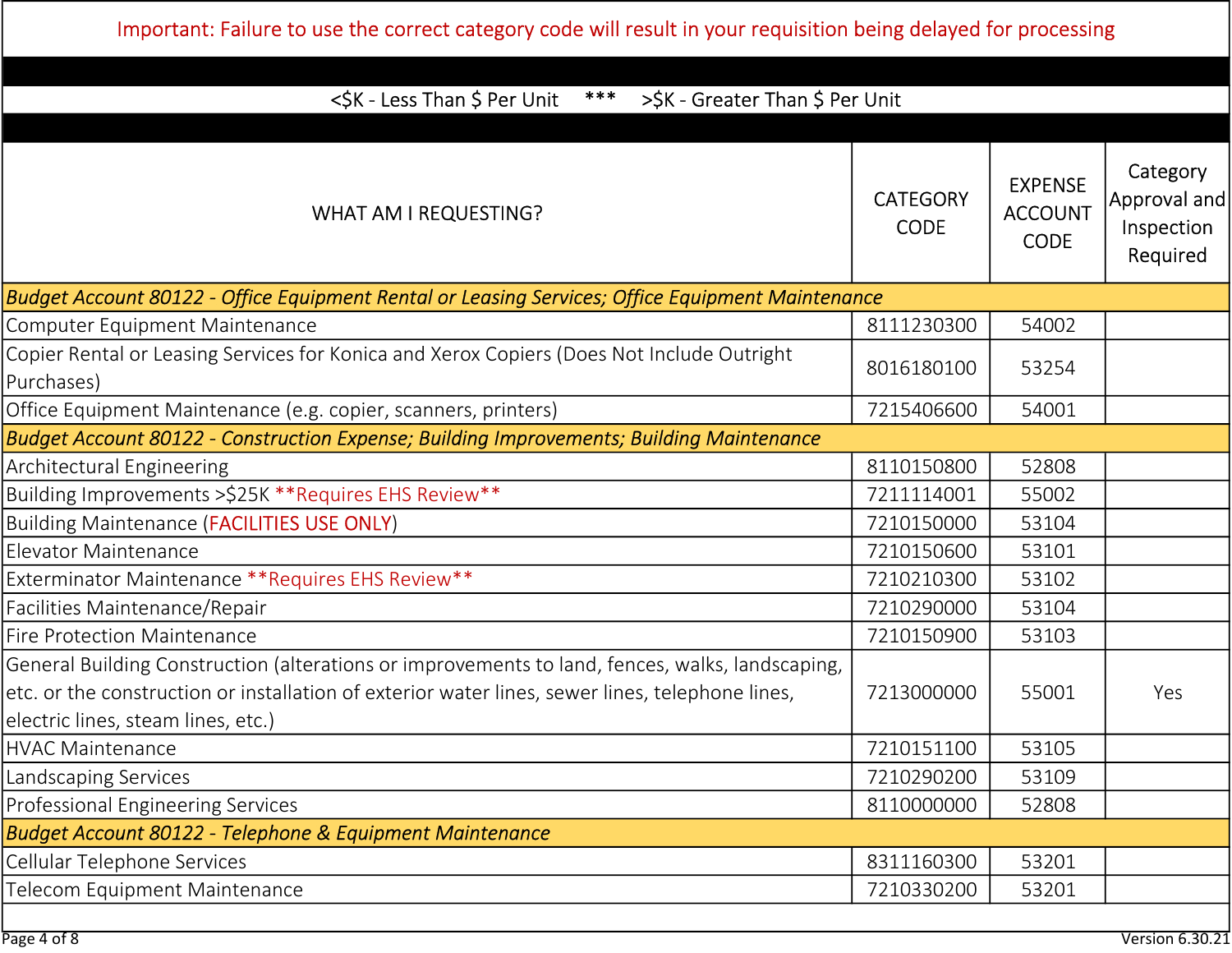Important: Failure to use the correct category code will result in your requisition being delayed for processing

<$K - Less Than $ Per Unit *** >$K - Greater Than $ Per Unit

| WHAT AM I REQUESTING? | CATEGORY CODE | EXPENSE ACCOUNT CODE | Category Approval and Inspection Required |
|---|---|---|---|
| *Budget Account 80122 - Office Equipment Rental or Leasing Services; Office Equipment Maintenance* | | | |
| Computer Equipment Maintenance | 8111230300 | 54002 | |
| Copier Rental or Leasing Services for Konica and Xerox Copiers (Does Not Include Outright Purchases) | 8016180100 | 53254 | |
| Office Equipment Maintenance (e.g. copier, scanners, printers) | 7215406600 | 54001 | |
| *Budget Account 80122 - Construction Expense; Building Improvements; Building Maintenance* | | | |
| Architectural Engineering | 8110150800 | 52808 | |
| Building Improvements >$25K **Requires EHS Review** | 7211114001 | 55002 | |
| Building Maintenance (FACILITIES USE ONLY) | 7210150000 | 53104 | |
| Elevator Maintenance | 7210150600 | 53101 | |
| Exterminator Maintenance **Requires EHS Review** | 7210210300 | 53102 | |
| Facilities Maintenance/Repair | 7210290000 | 53104 | |
| Fire Protection Maintenance | 7210150900 | 53103 | |
| General Building Construction (alterations or improvements to land, fences, walks, landscaping, etc. or the construction or installation of exterior water lines, sewer lines, telephone lines, electric lines, steam lines, etc.) | 7213000000 | 55001 | Yes |
| HVAC Maintenance | 7210151100 | 53105 | |
| Landscaping Services | 7210290200 | 53109 | |
| Professional Engineering Services | 8110000000 | 52808 | |
| *Budget Account 80122 - Telephone & Equipment Maintenance* | | | |
| Cellular Telephone Services | 8311160300 | 53201 | |
| Telecom Equipment Maintenance | 7210330200 | 53201 | |

Version 6.30.21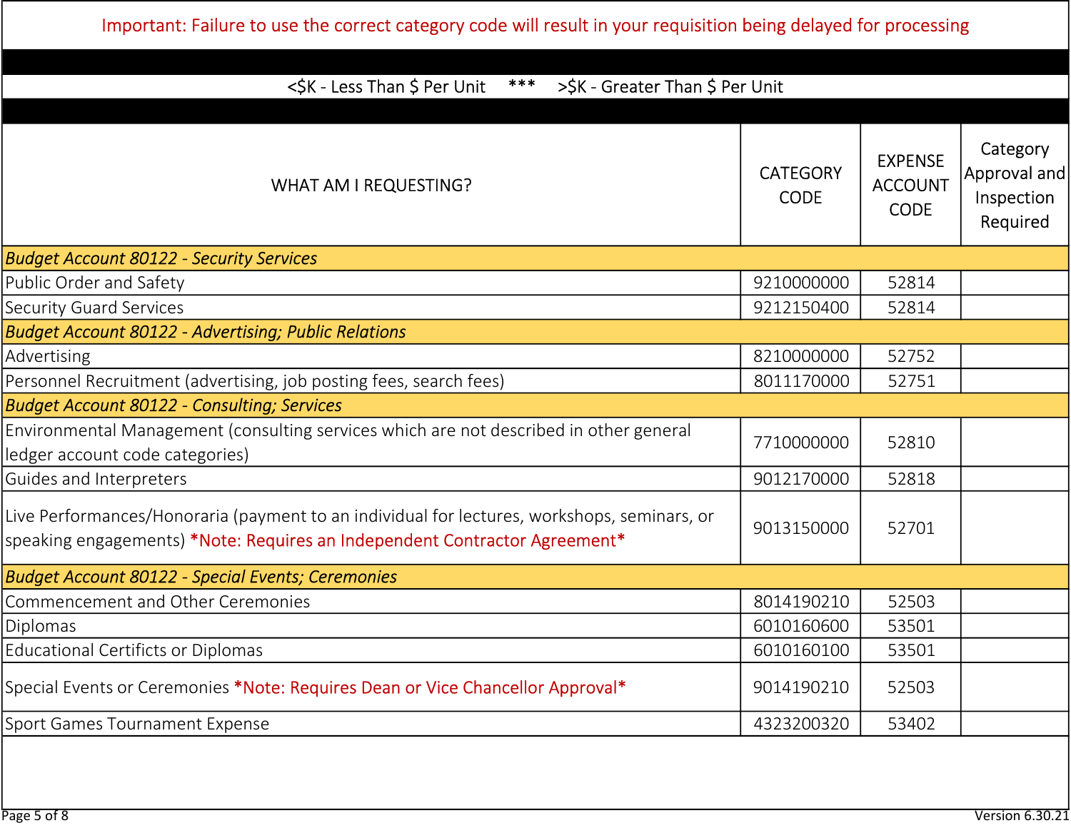Important: Failure to use the correct category code will result in your requisition being delayed for processing

<$K - Less Than $ Per Unit *** >$K - Greater Than $ Per Unit

| WHAT AM I REQUESTING? | CATEGORY CODE | EXPENSE ACCOUNT CODE | Category Approval and Inspection Required |
|---|---|---|---|
| *Budget Account 80122 - Security Services* | | | |
| Public Order and Safety | 9210000000 | 52814 | |
| Security Guard Services | 9212150400 | 52814 | |
| *Budget Account 80122 - Advertising; Public Relations* | | | |
| Advertising | 8210000000 | 52752 | |
| Personnel Recruitment (advertising, job posting fees, search fees) | 8011170000 | 52751 | |
| *Budget Account 80122 - Consulting; Services* | | | |
| Environmental Management (consulting services which are not described in other general ledger account code categories) | 7710000000 | 52810 | |
| Guides and Interpreters | 9012170000 | 52818 | |
| Live Performances/Honoraria (payment to an individual for lectures, workshops, seminars, or speaking engagements) *Note: Requires an Independent Contractor Agreement* | 9013150000 | 52701 | |
| *Budget Account 80122 - Special Events; Ceremonies* | | | |
| Commencement and Other Ceremonies | 8014190210 | 52503 | |
| Diplomas | 6010160600 | 53501 | |
| Educational Certificits or Diplomas | 6010160100 | 53501 | |
| Special Events or Ceremonies *Note: Requires Dean or Vice Chancellor Approval* | 9014190210 | 52503 | |
| Sport Games Tournament Expense | 4323200320 | 53402 | |

Version 6.30.21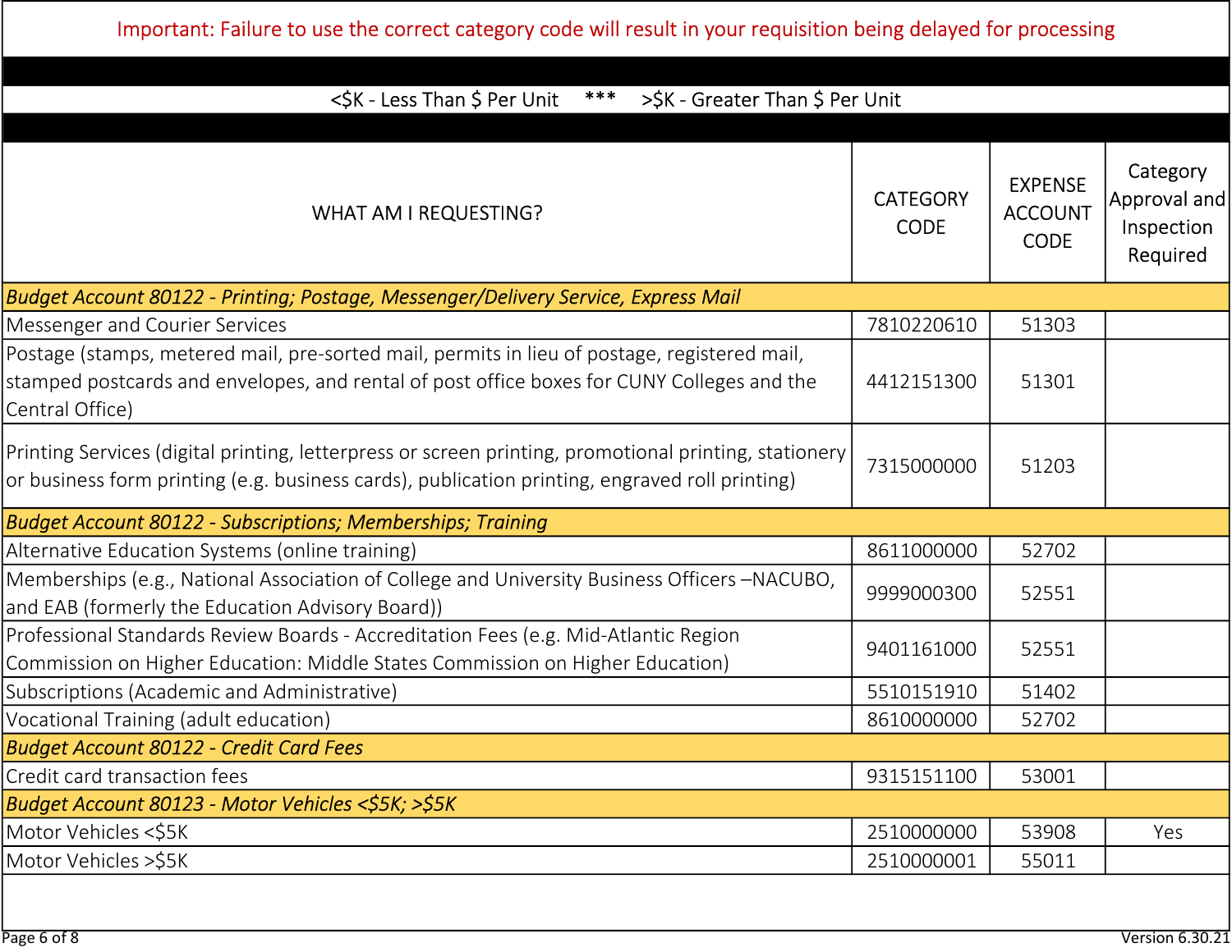Important: Failure to use the correct category code will result in your requisition being delayed for processing

<$K - Less Than $ Per Unit *** >$K - Greater Than $ Per Unit

| WHAT AM I REQUESTING? | CATEGORY CODE | EXPENSE ACCOUNT CODE | Category Approval and Inspection Required |
|---|---|---|---|
| *Budget Account 80122 - Printing; Postage, Messenger/Delivery Service, Express Mail* | | | |
| Messenger and Courier Services | 7810220610 | 51303 | |
| Postage (stamps, metered mail, pre-sorted mail, permits in lieu of postage, registered mail, stamped postcards and envelopes, and rental of post office boxes for CUNY Colleges and the Central Office) | 4412151300 | 51301 | |
| Printing Services (digital printing, letterpress or screen printing, promotional printing, stationery or business form printing (e.g. business cards), publication printing, engraved roll printing) | 7315000000 | 51203 | |
| *Budget Account 80122 - Subscriptions; Memberships; Training* | | | |
| Alternative Education Systems (online training) | 8611000000 | 52702 | |
| Memberships (e.g., National Association of College and University Business Officers –NACUBO, and EAB (formerly the Education Advisory Board)) | 9999000300 | 52551 | |
| Professional Standards Review Boards - Accreditation Fees (e.g. Mid-Atlantic Region Commission on Higher Education: Middle States Commission on Higher Education) | 9401161000 | 52551 | |
| Subscriptions (Academic and Administrative) | 5510151910 | 51402 | |
| Vocational Training (adult education) | 8610000000 | 52702 | |
| *Budget Account 80122 - Credit Card Fees* | | | |
| Credit card transaction fees | 9315151100 | 53001 | |
| *Budget Account 80123 - Motor Vehicles <$5K; >$5K* | | | |
| Motor Vehicles <$5K | 2510000000 | 53908 | Yes |
| Motor Vehicles >$5K | 2510000001 | 55011 | |

Version 6.30.21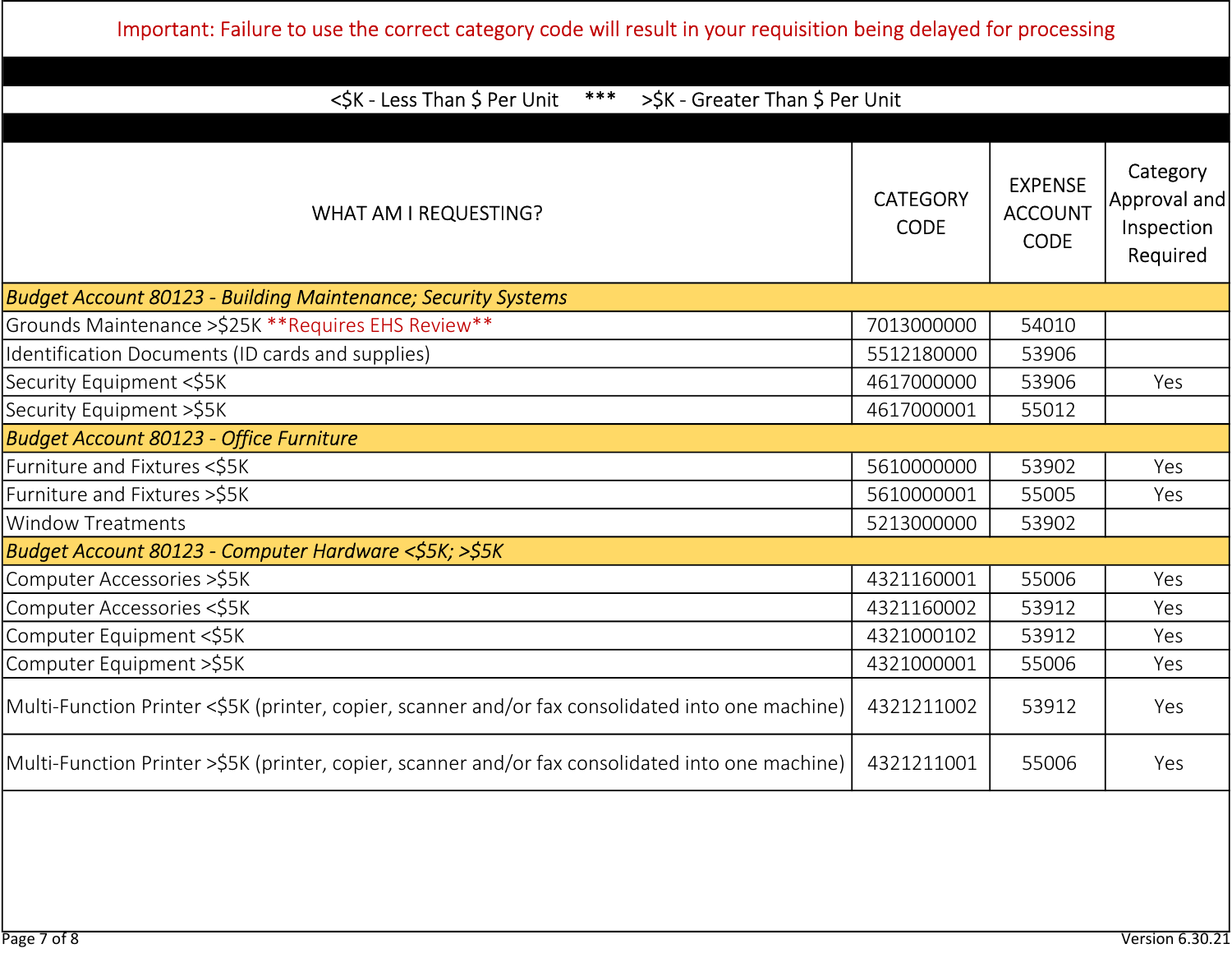Important: Failure to use the correct category code will result in your requisition being delayed for processing

<$K - Less Than $ Per Unit *** >$K - Greater Than $ Per Unit

| WHAT AM I REQUESTING? | CATEGORY CODE | EXPENSE ACCOUNT CODE | Category Approval and Inspection Required |
|---|---|---|---|
| *Budget Account 80123 - Building Maintenance; Security Systems* | | | |
| Grounds Maintenance >$25K **Requires EHS Review** | 7013000000 | 54010 | |
| Identification Documents (ID cards and supplies) | 5512180000 | 53906 | |
| Security Equipment <$5K | 4617000000 | 53906 | Yes |
| Security Equipment >$5K | 4617000001 | 55012 | |
| *Budget Account 80123 - Office Furniture* | | | |
| Furniture and Fixtures <$5K | 5610000000 | 53902 | Yes |
| Furniture and Fixtures >$5K | 5610000001 | 55005 | Yes |
| Window Treatments | 5213000000 | 53902 | |
| *Budget Account 80123 - Computer Hardware <$5K; >$5K* | | | |
| Computer Accessories >$5K | 4321160001 | 55006 | Yes |
| Computer Accessories <$5K | 4321160002 | 53912 | Yes |
| Computer Equipment <$5K | 4321000102 | 53912 | Yes |
| Computer Equipment >$5K | 4321000001 | 55006 | Yes |
| Multi-Function Printer <$5K (printer, copier, scanner and/or fax consolidated into one machine) | 4321211002 | 53912 | Yes |
| Multi-Function Printer >$5K (printer, copier, scanner and/or fax consolidated into one machine) | 4321211001 | 55006 | Yes |

Version 6.30.21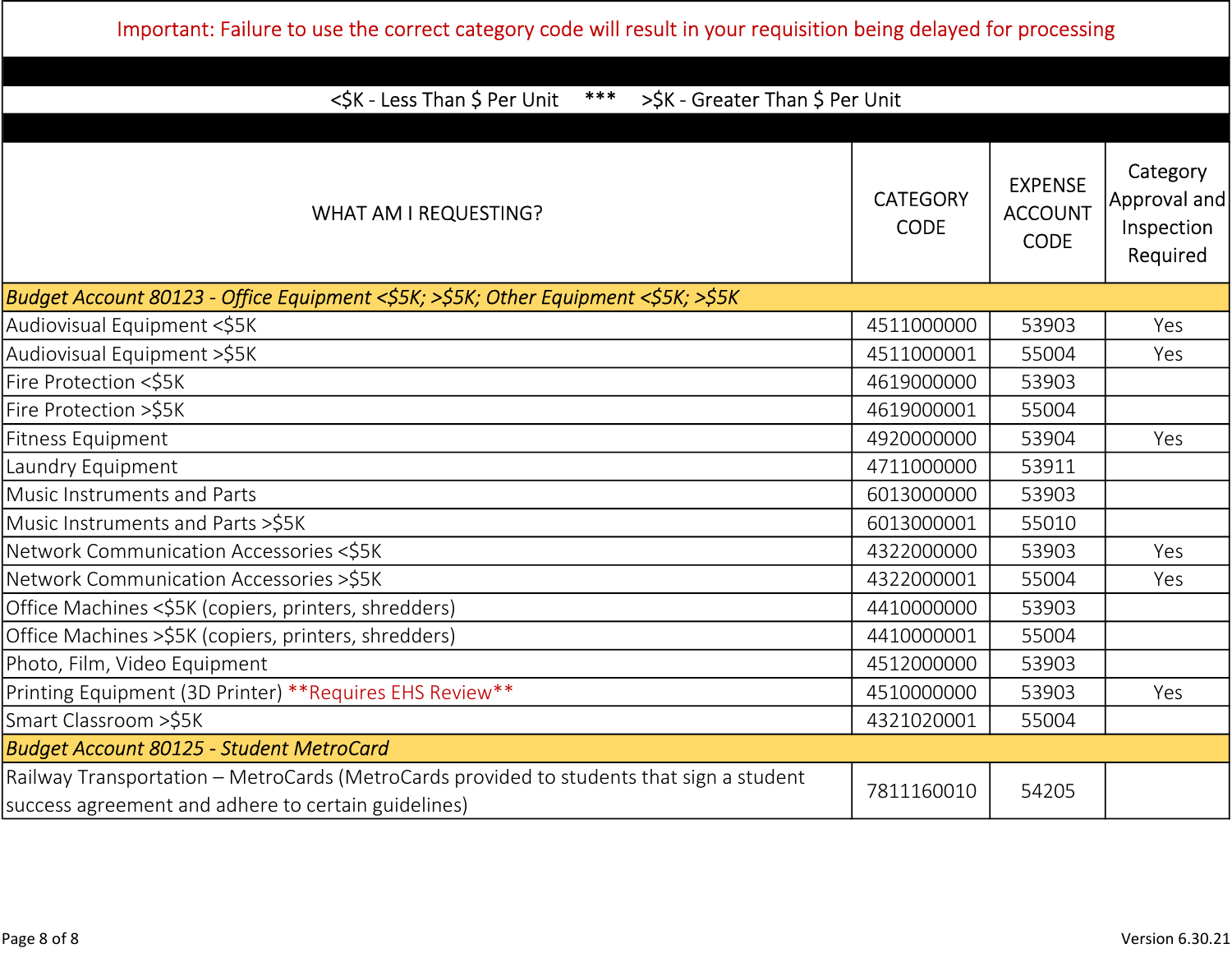Important: Failure to use the correct category code will result in your requisition being delayed for processing

<$K - Less Than $ Per Unit *** >$K - Greater Than $ Per Unit

| WHAT AM I REQUESTING? | CATEGORY CODE | EXPENSE ACCOUNT CODE | Category Approval and Inspection Required |
|---|---|---|---|
| *Budget Account 80123 - Office Equipment <$5K; >$5K; Other Equipment <$5K; >$5K* | | | |
| Audiovisual Equipment <$5K | 4511000000 | 53903 | Yes |
| Audiovisual Equipment >$5K | 4511000001 | 55004 | Yes |
| Fire Protection <$5K | 4619000000 | 53903 | |
| Fire Protection >$5K | 4619000001 | 55004 | |
| Fitness Equipment | 4920000000 | 53904 | Yes |
| Laundry Equipment | 4711000000 | 53911 | |
| Music Instruments and Parts | 6013000000 | 53903 | |
| Music Instruments and Parts >$5K | 6013000001 | 55010 | |
| Network Communication Accessories <$5K | 4322000000 | 53903 | Yes |
| Network Communication Accessories >$5K | 4322000001 | 55004 | Yes |
| Office Machines <$5K (copiers, printers, shredders) | 4410000000 | 53903 | |
| Office Machines >$5K (copiers, printers, shredders) | 4410000001 | 55004 | |
| Photo, Film, Video Equipment | 4512000000 | 53903 | |
| Printing Equipment (3D Printer) **Requires EHS Review** | 4510000000 | 53903 | Yes |
| Smart Classroom >$5K | 4321020001 | 55004 | |
| *Budget Account 80125 - Student MetroCard* | | | |
| Railway Transportation – MetroCards (MetroCards provided to students that sign a student success agreement and adhere to certain guidelines) | 7811160010 | 54205 | |

Version 6.30.21